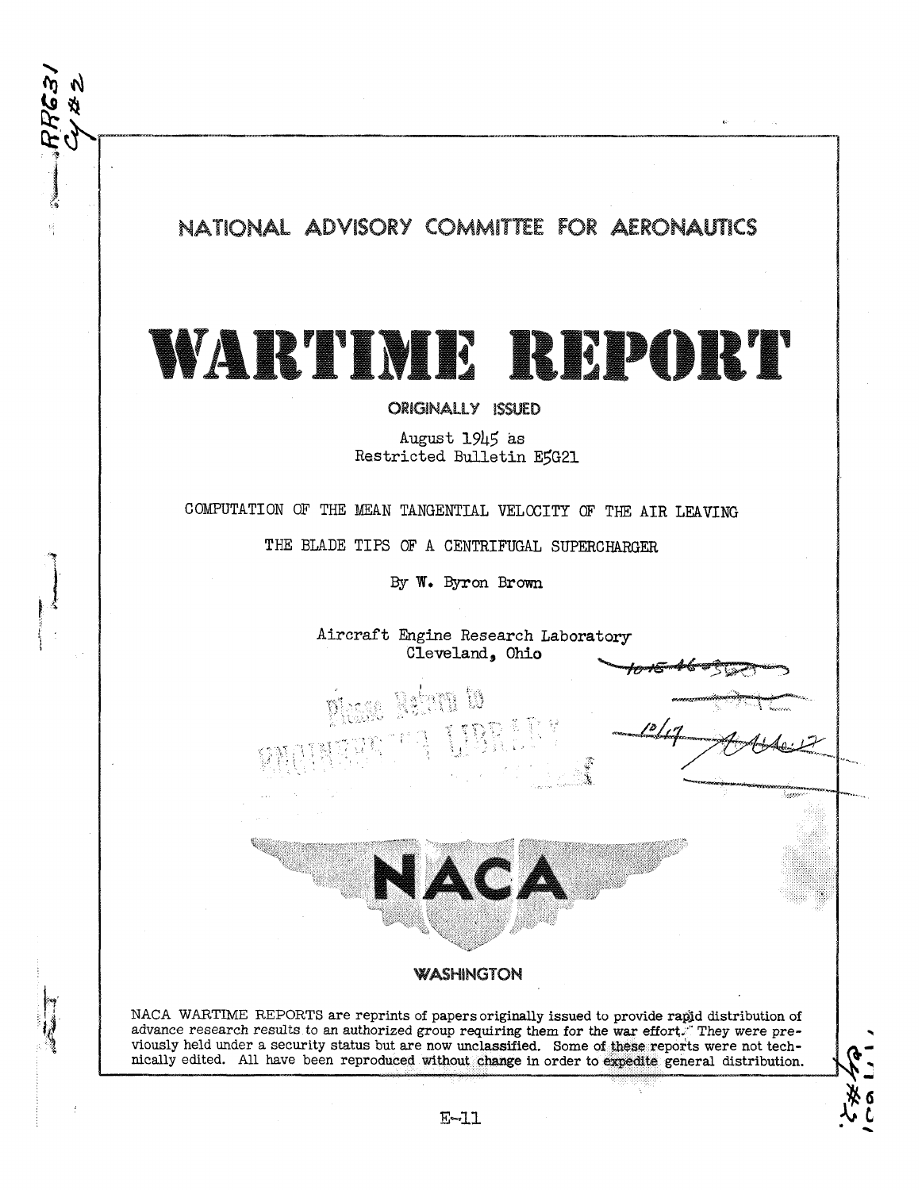# NATIONAL ADVISORY COMMITTEE FOR AERONAUTICS

# WARTIME REPORT

ORIGINALLY ISSUED

August 1945 as
Restricted Bulletin E5G21

## COMPUTATION OF THE MEAN TANGENTIAL VELOCITY OF THE AIR LEAVING THE BLADE TIPS OF A CENTRIFUGAL SUPERCHARGER

By W. Byron Brown

Aircraft Engine Research Laboratory
Cleveland, Ohio

NACA

WASHINGTON

NACA WARTIME REPORTS are reprints of papers originally issued to provide rapid distribution of advance research results to an authorized group requiring them for the war effort. They were previously held under a security status but are now unclassified. Some of these reports were not technically edited. All have been reproduced without change in order to expedite general distribution.

E-11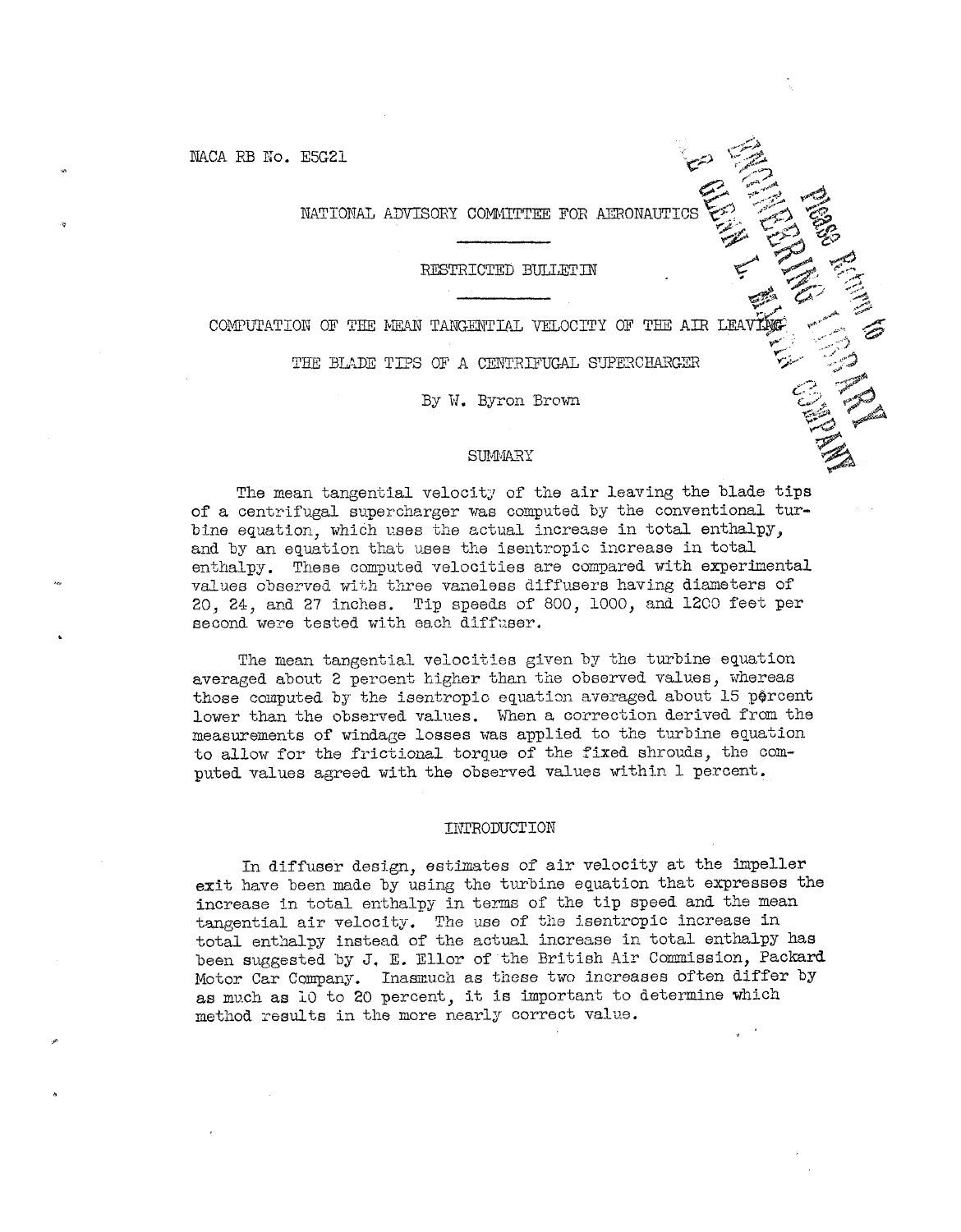NACA RB No. E5G21

NATIONAL ADVISORY COMMITTEE FOR AERONAUTICS

---

RESTRICTED BULLETIN

---

# COMPUTATION OF THE MEAN TANGENTIAL VELOCITY OF THE AIR LEAVING THE BLADE TIPS OF A CENTRIFUGAL SUPERCHARGER

By W. Byron Brown

## SUMMARY

The mean tangential velocity of the air leaving the blade tips of a centrifugal supercharger was computed by the conventional turbine equation, which uses the actual increase in total enthalpy, and by an equation that uses the isentropic increase in total enthalpy. These computed velocities are compared with experimental values observed with three vaneless diffusers having diameters of 20, 24, and 27 inches. Tip speeds of 800, 1000, and 1200 feet per second were tested with each diffuser.

The mean tangential velocities given by the turbine equation averaged about 2 percent higher than the observed values, whereas those computed by the isentropic equation averaged about 15 percent lower than the observed values. When a correction derived from the measurements of windage losses was applied to the turbine equation to allow for the frictional torque of the fixed shrouds, the computed values agreed with the observed values within 1 percent.

## INTRODUCTION

In diffuser design, estimates of air velocity at the impeller exit have been made by using the turbine equation that expresses the increase in total enthalpy in terms of the tip speed and the mean tangential air velocity. The use of the isentropic increase in total enthalpy instead of the actual increase in total enthalpy has been suggested by J. E. Ellor of the British Air Commission, Packard Motor Car Company. Inasmuch as these two increases often differ by as much as 10 to 20 percent, it is important to determine which method results in the more nearly correct value.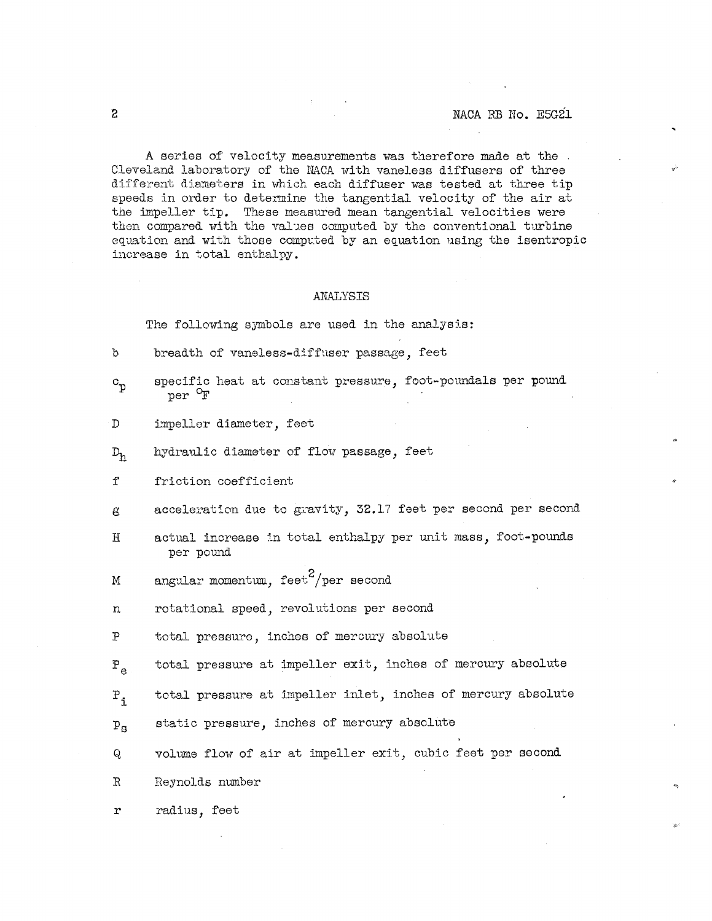A series of velocity measurements was therefore made at the Cleveland laboratory of the NACA with vaneless diffusers of three different diameters in which each diffuser was tested at three tip speeds in order to determine the tangential velocity of the air at the impeller tip. These measured mean tangential velocities were then compared with the values computed by the conventional turbine equation and with those computed by an equation using the isentropic increase in total enthalpy.

## ANALYSIS

The following symbols are used in the analysis:

$b$ breadth of vaneless-diffuser passage, feet

$c_p$ specific heat at constant pressure, foot-poundals per pound per $^{\circ}F$

$D$ impeller diameter, feet

$D_h$ hydraulic diameter of flow passage, feet

$f$ friction coefficient

$g$ acceleration due to gravity, 32.17 feet per second per second

$H$ actual increase in total enthalpy per unit mass, foot-pounds per pound

$M$ angular momentum, feet$^2$/per second

$n$ rotational speed, revolutions per second

$P$ total pressure, inches of mercury absolute

$P_e$ total pressure at impeller exit, inches of mercury absolute

$P_i$ total pressure at impeller inlet, inches of mercury absolute

$p_s$ static pressure, inches of mercury absolute

$Q$ volume flow of air at impeller exit, cubic feet per second

$R$ Reynolds number

$r$ radius, feet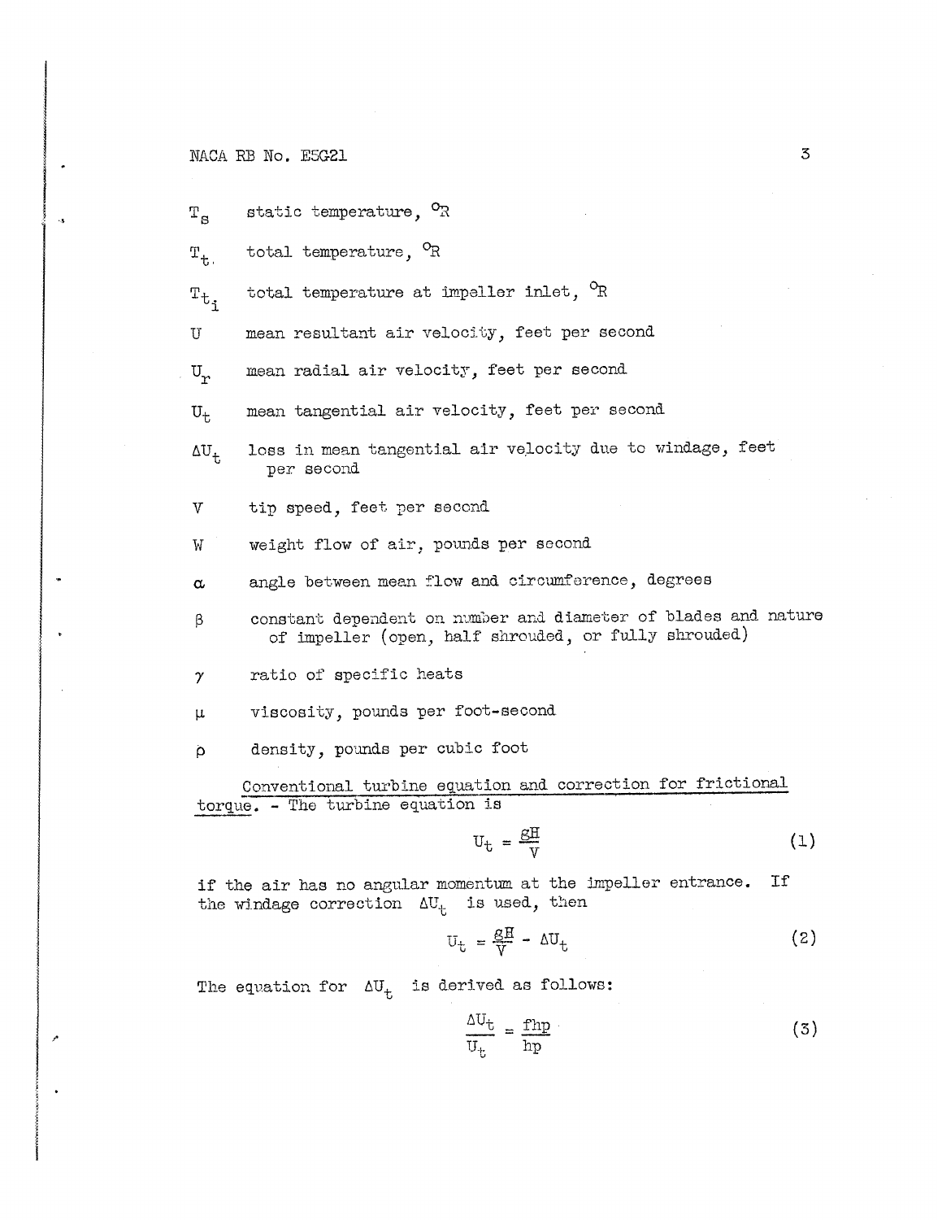$T_s$ static temperature, $^{\circ}R$

$T_t$ total temperature, $^{\circ}R$

$T_{t_i}$ total temperature at impeller inlet, $^{\circ}R$

$U$ mean resultant air velocity, feet per second

$U_r$ mean radial air velocity, feet per second

$U_t$ mean tangential air velocity, feet per second

$\Delta U_t$ loss in mean tangential air velocity due to windage, feet per second

$V$ tip speed, feet per second

$W$ weight flow of air, pounds per second

$\alpha$ angle between mean flow and circumference, degrees

$\beta$ constant dependent on number and diameter of blades and nature of impeller (open, half shrouded, or fully shrouded)

$\gamma$ ratio of specific heats

$\mu$ viscosity, pounds per foot-second

$\rho$ density, pounds per cubic foot

<u>Conventional turbine equation and correction for frictional torque.</u> - The turbine equation is

$$U_t = \frac{gH}{V} \tag{1}$$

if the air has no angular momentum at the impeller entrance. If the windage correction $\Delta U_t$ is used, then

$$U_t = \frac{gH}{V} - \Delta U_t \tag{2}$$

The equation for $\Delta U_t$ is derived as follows:

$$\frac{\Delta U_t}{U_t} = \frac{\text{fhp}}{\text{hp}} \tag{3}$$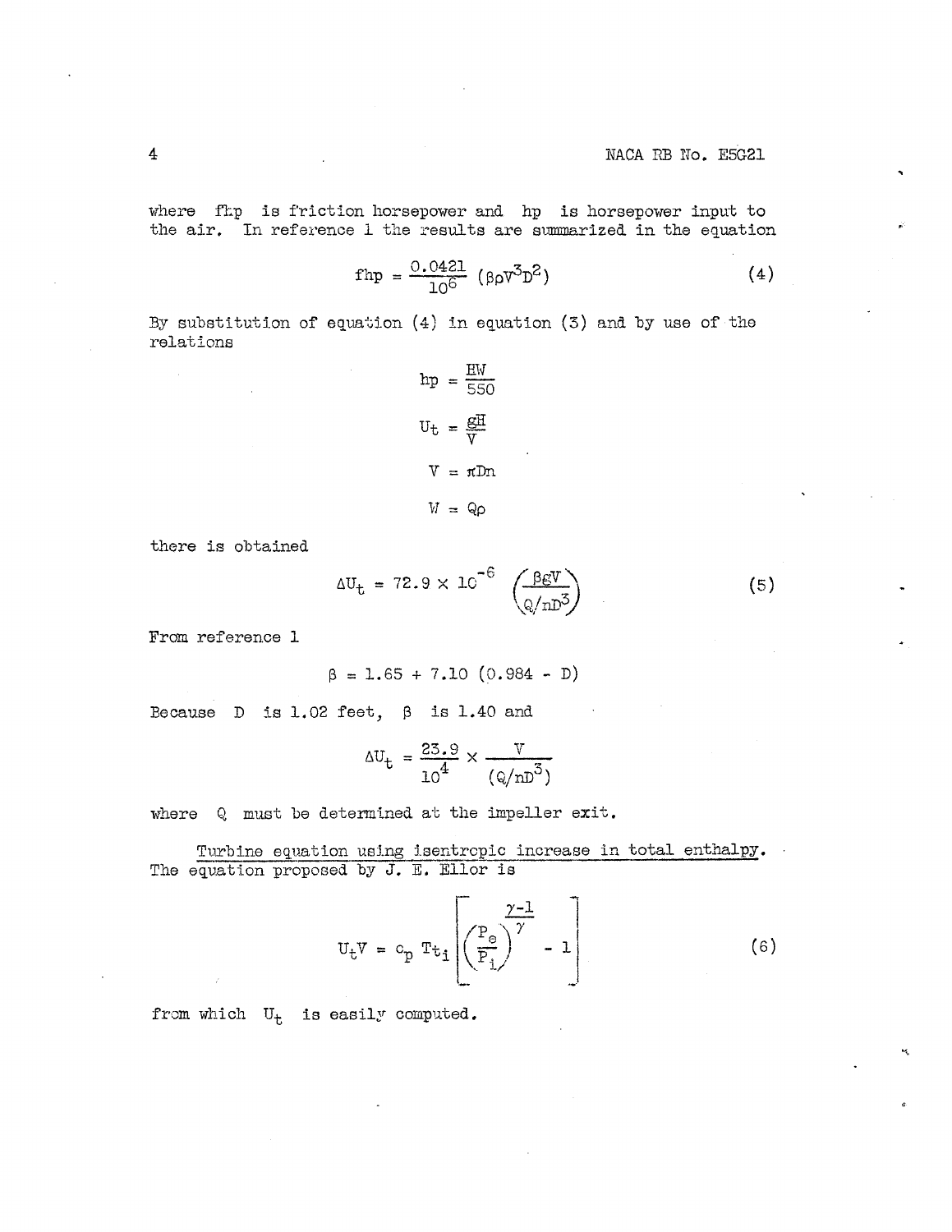where fhp is friction horsepower and hp is horsepower input to the air. In reference 1 the results are summarized in the equation

$$\text{fhp} = \frac{0.0421}{10^6} \left(\beta \rho V^3 D^2\right) \tag{4}$$

By substitution of equation (4) in equation (3) and by use of the relations

$$\text{hp} = \frac{HW}{550}$$

$$U_t = \frac{gH}{V}$$

$$V = \pi D n$$

$$W = Q\rho$$

there is obtained

$$\Delta U_t = 72.9 \times 10^{-6} \left(\frac{\beta g V}{Q/nD^3}\right) \tag{5}$$

From reference 1

$$\beta = 1.65 + 7.10\ (0.984 - D)$$

Because $D$ is 1.02 feet, $\beta$ is 1.40 and

$$\Delta U_t = \frac{23.9}{10^4} \times \frac{V}{(Q/nD^3)}$$

where $Q$ must be determined at the impeller exit.

<u>Turbine equation using isentropic increase in total enthalpy.</u> The equation proposed by J. E. Ellor is

$$U_t V = c_p\, T_{t_i} \left[\left(\frac{P_e}{P_i}\right)^{\frac{\gamma-1}{\gamma}} - 1\right] \tag{6}$$

from which $U_t$ is easily computed.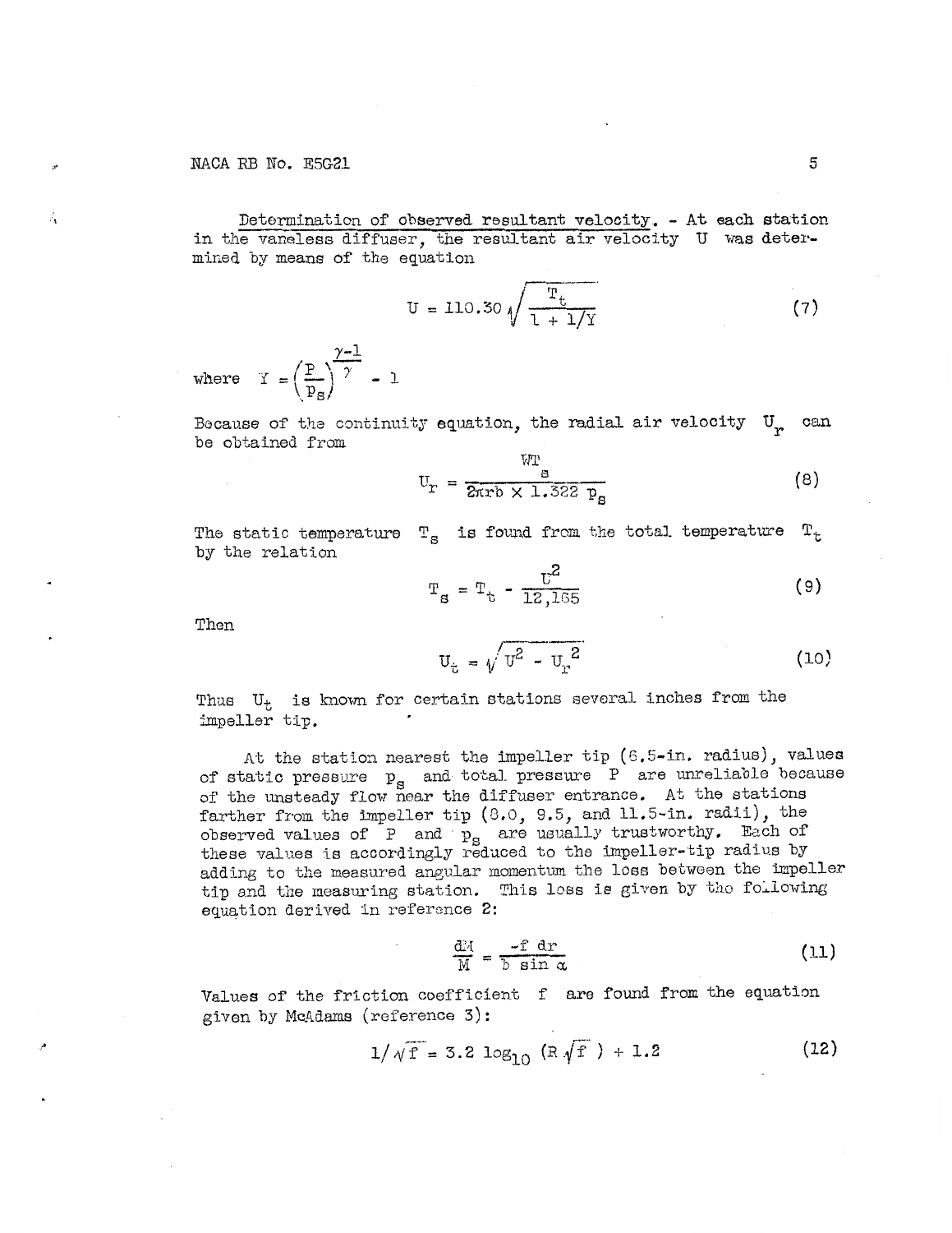*Determination of observed resultant velocity.* - At each station in the vaneless diffuser, the resultant air velocity $U$ was determined by means of the equation

$$U = 110.30\sqrt{\frac{T_t}{1 + 1/Y}} \tag{7}$$

where $Y = \left(\frac{P}{p_s}\right)^{\frac{\gamma-1}{\gamma}} - 1$

Because of the continuity equation, the radial air velocity $U_r$ can be obtained from

$$U_r = \frac{WT_s}{2\pi rb \times 1.322\ p_s} \tag{8}$$

The static temperature $T_s$ is found from the total temperature $T_t$ by the relation

$$T_s = T_t - \frac{U^2}{12,165} \tag{9}$$

Then

$$U_t = \sqrt{U^2 - {U_r}^2} \tag{10}$$

Thus $U_t$ is known for certain stations several inches from the impeller tip.

At the station nearest the impeller tip (6.5-in. radius), values of static pressure $p_s$ and total pressure $P$ are unreliable because of the unsteady flow near the diffuser entrance. At the stations farther from the impeller tip (8.0, 9.5, and 11.5-in. radii), the observed values of $P$ and $p_s$ are usually trustworthy. Each of these values is accordingly reduced to the impeller-tip radius by adding to the measured angular momentum the loss between the impeller tip and the measuring station. This loss is given by the following equation derived in reference 2:

$$\frac{dM}{M} = \frac{-f\ dr}{b \sin \alpha} \tag{11}$$

Values of the friction coefficient $f$ are found from the equation given by McAdams (reference 3):

$$1/\sqrt{f} = 3.2 \log_{10} (R\sqrt{f}\ ) + 1.2 \tag{12}$$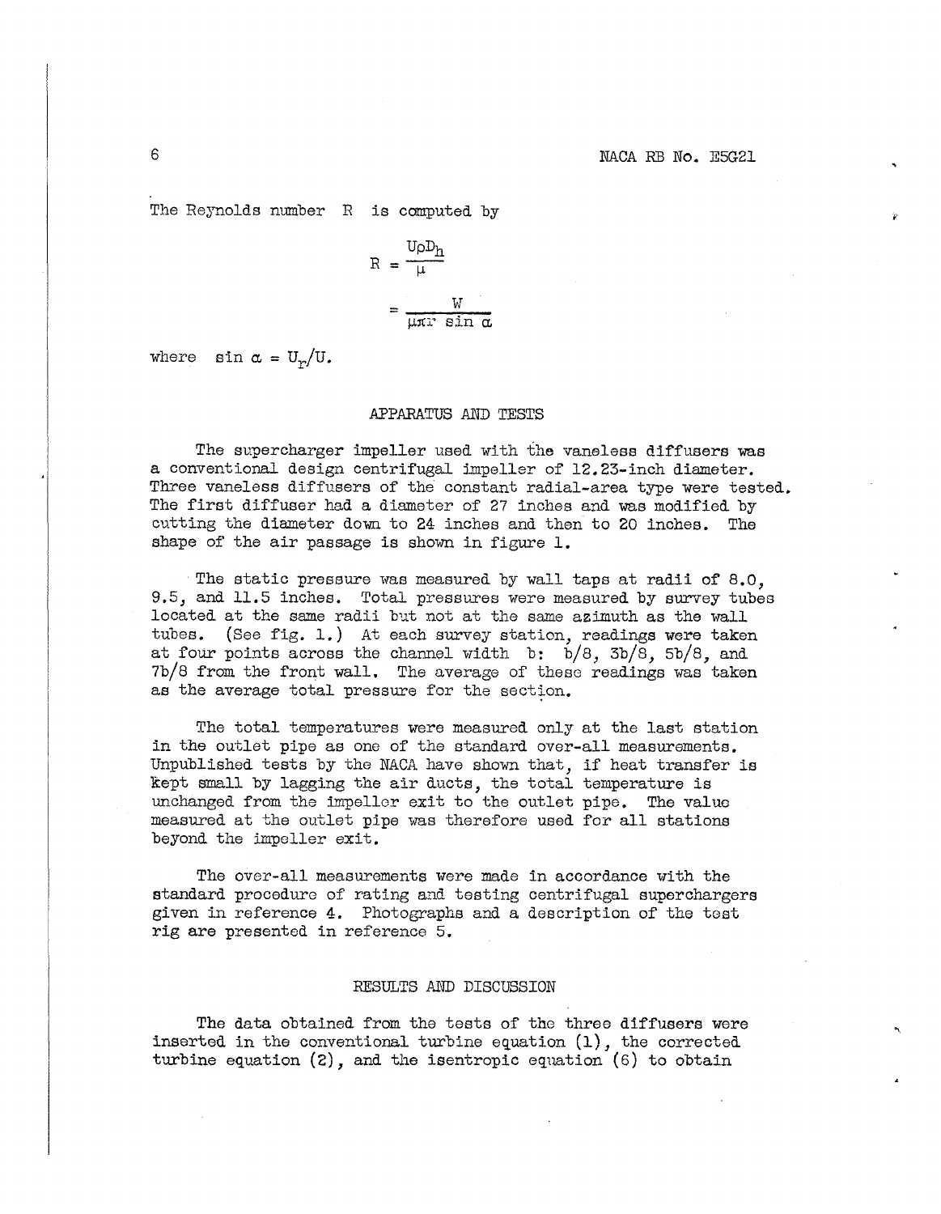The Reynolds number R is computed by

$$R = \frac{U\rho D_h}{\mu}$$

$$= \frac{W}{\mu \pi r \sin \alpha}$$

where $\sin \alpha = U_r/U$.

## APPARATUS AND TESTS

The supercharger impeller used with the vaneless diffusers was a conventional design centrifugal impeller of 12.23-inch diameter. Three vaneless diffusers of the constant radial-area type were tested. The first diffuser had a diameter of 27 inches and was modified by cutting the diameter down to 24 inches and then to 20 inches. The shape of the air passage is shown in figure 1.

The static pressure was measured by wall taps at radii of 8.0, 9.5, and 11.5 inches. Total pressures were measured by survey tubes located at the same radii but not at the same azimuth as the wall tubes. (See fig. 1.) At each survey station, readings were taken at four points across the channel width b: b/8, 3b/8, 5b/8, and 7b/8 from the front wall. The average of these readings was taken as the average total pressure for the section.

The total temperatures were measured only at the last station in the outlet pipe as one of the standard over-all measurements. Unpublished tests by the NACA have shown that, if heat transfer is kept small by lagging the air ducts, the total temperature is unchanged from the impeller exit to the outlet pipe. The value measured at the outlet pipe was therefore used for all stations beyond the impeller exit.

The over-all measurements were made in accordance with the standard procedure of rating and testing centrifugal superchargers given in reference 4. Photographs and a description of the test rig are presented in reference 5.

## RESULTS AND DISCUSSION

The data obtained from the tests of the three diffusers were inserted in the conventional turbine equation (1), the corrected turbine equation (2), and the isentropic equation (6) to obtain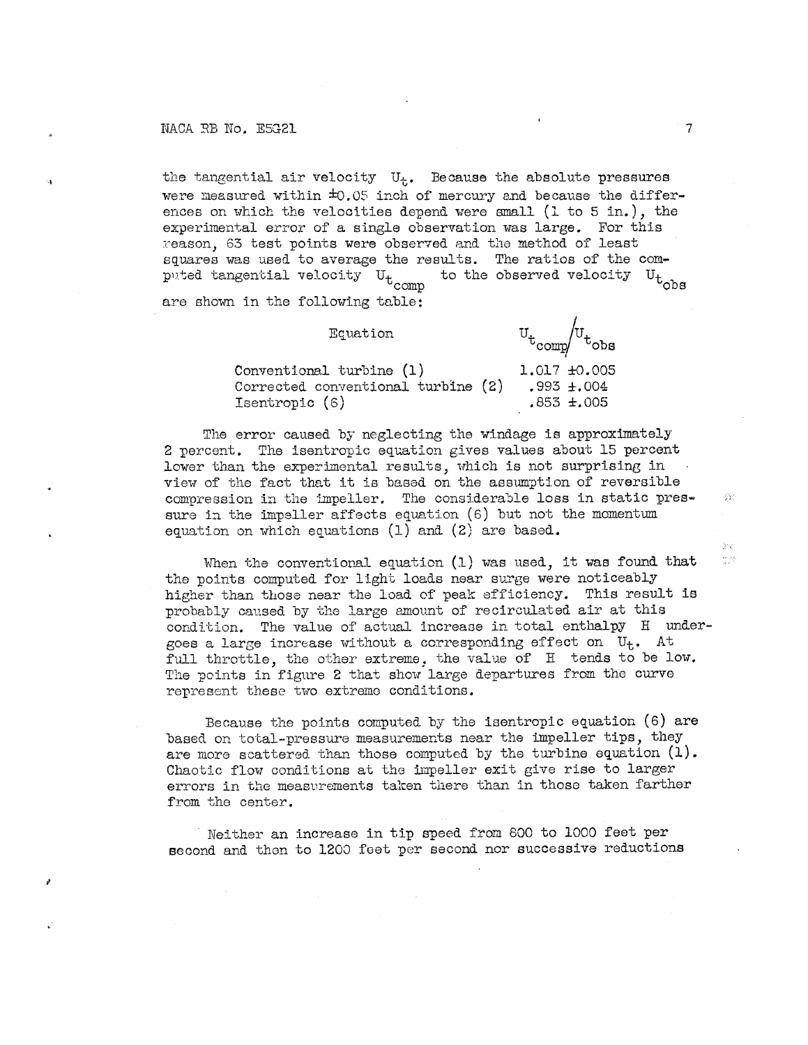the tangential air velocity $U_t$. Because the absolute pressures were measured within ±0.05 inch of mercury and because the differences on which the velocities depend were small (1 to 5 in.), the experimental error of a single observation was large. For this reason, 63 test points were observed and the method of least squares was used to average the results. The ratios of the computed tangential velocity $U_{t_{comp}}$ to the observed velocity $U_{t_{obs}}$ are shown in the following table:

| Equation | $U_{t_{comp}}/U_{t_{obs}}$ |
|---|---|
| Conventional turbine (1) | 1.017 ±0.005 |
| Corrected conventional turbine (2) | .993 ±.004 |
| Isentropic (6) | .853 ±.005 |

The error caused by neglecting the windage is approximately 2 percent. The isentropic equation gives values about 15 percent lower than the experimental results, which is not surprising in view of the fact that it is based on the assumption of reversible compression in the impeller. The considerable loss in static pressure in the impeller affects equation (6) but not the momentum equation on which equations (1) and (2) are based.

When the conventional equation (1) was used, it was found that the points computed for light loads near surge were noticeably higher than those near the load of peak efficiency. This result is probably caused by the large amount of recirculated air at this condition. The value of actual increase in total enthalpy $H$ undergoes a large increase without a corresponding effect on $U_t$. At full throttle, the other extreme, the value of $H$ tends to be low. The points in figure 2 that show large departures from the curve represent these two extreme conditions.

Because the points computed by the isentropic equation (6) are based on total-pressure measurements near the impeller tips, they are more scattered than those computed by the turbine equation (1). Chaotic flow conditions at the impeller exit give rise to larger errors in the measurements taken there than in those taken farther from the center.

Neither an increase in tip speed from 800 to 1000 feet per second and then to 1200 feet per second nor successive reductions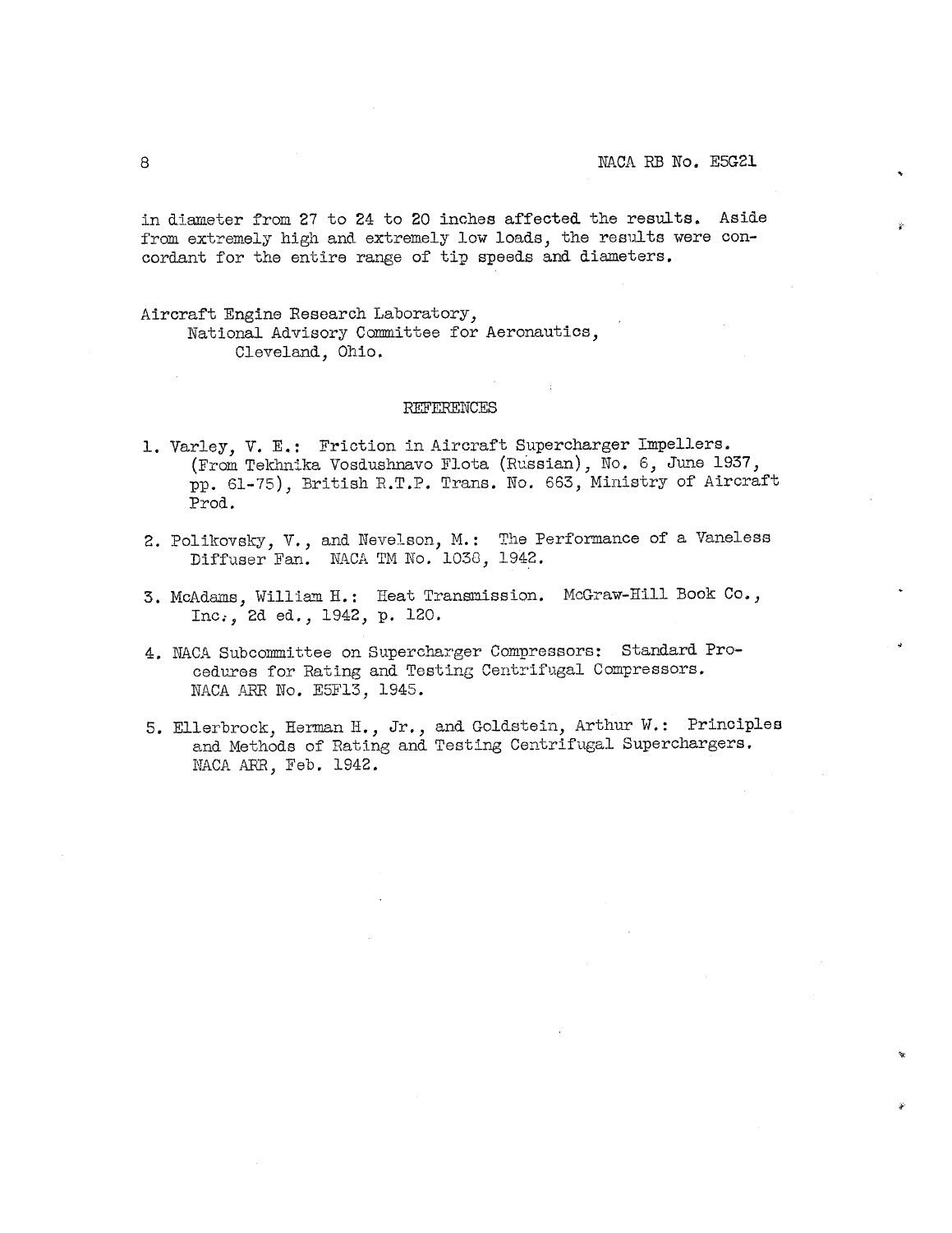in diameter from 27 to 24 to 20 inches affected the results. Aside from extremely high and extremely low loads, the results were concordant for the entire range of tip speeds and diameters.

Aircraft Engine Research Laboratory,
National Advisory Committee for Aeronautics,
Cleveland, Ohio.

## REFERENCES

1. Varley, V. E.: Friction in Aircraft Supercharger Impellers. (From Tekhnika Vosdushnavo Flota (Russian), No. 6, June 1937, pp. 61-75), British R.T.P. Trans. No. 663, Ministry of Aircraft Prod.

2. Polikovsky, V., and Nevelson, M.: The Performance of a Vaneless Diffuser Fan. NACA TM No. 1038, 1942.

3. McAdams, William H.: Heat Transmission. McGraw-Hill Book Co., Inc., 2d ed., 1942, p. 120.

4. NACA Subcommittee on Supercharger Compressors: Standard Procedures for Rating and Testing Centrifugal Compressors. NACA ARR No. E5F13, 1945.

5. Ellerbrock, Herman H., Jr., and Goldstein, Arthur W.: Principles and Methods of Rating and Testing Centrifugal Superchargers. NACA ARR, Feb. 1942.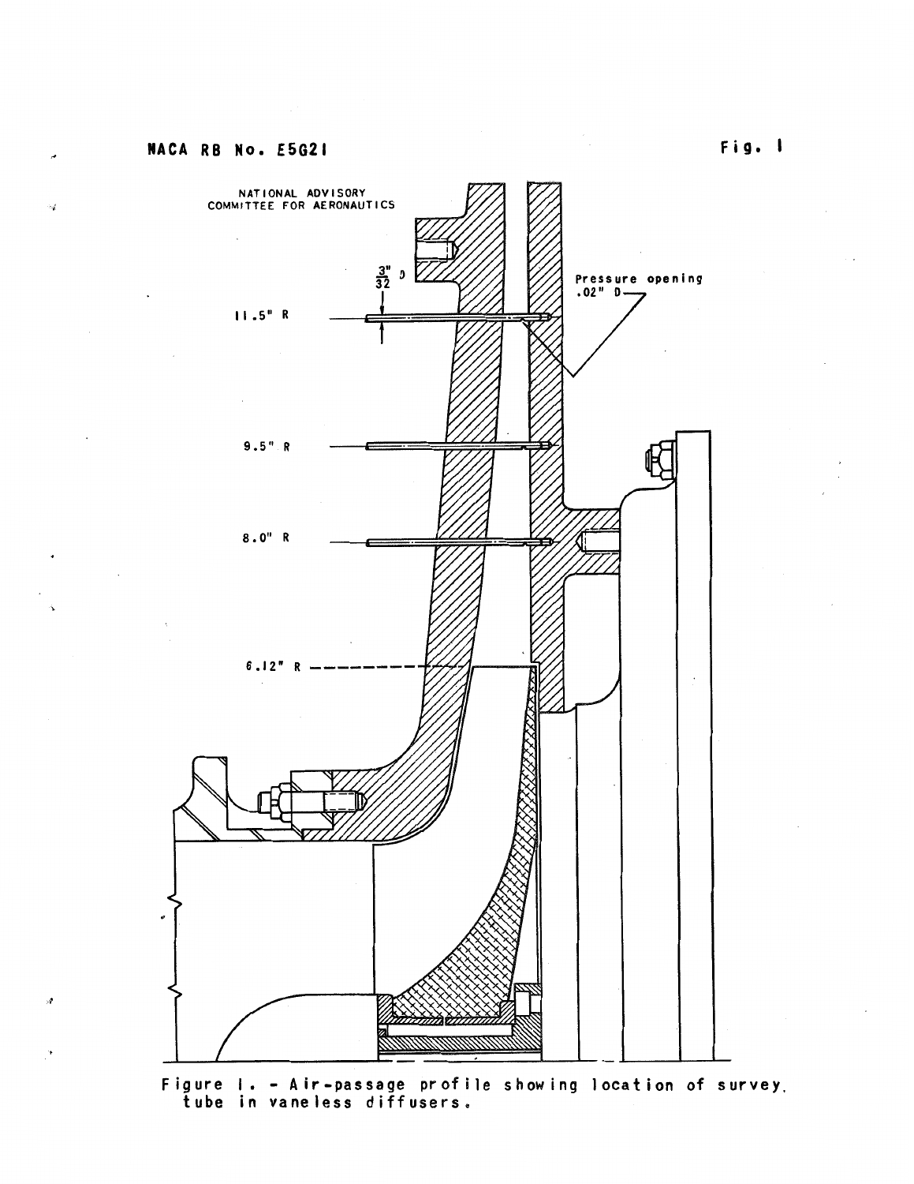NATIONAL ADVISORY COMMITTEE FOR AERONAUTICS

$\frac{3}{32}$" D

Pressure opening .02" D

11.5" R

9.5" R

8.0" R

6.12" R

Figure 1. - Air-passage profile showing location of survey tube in vaneless diffusers.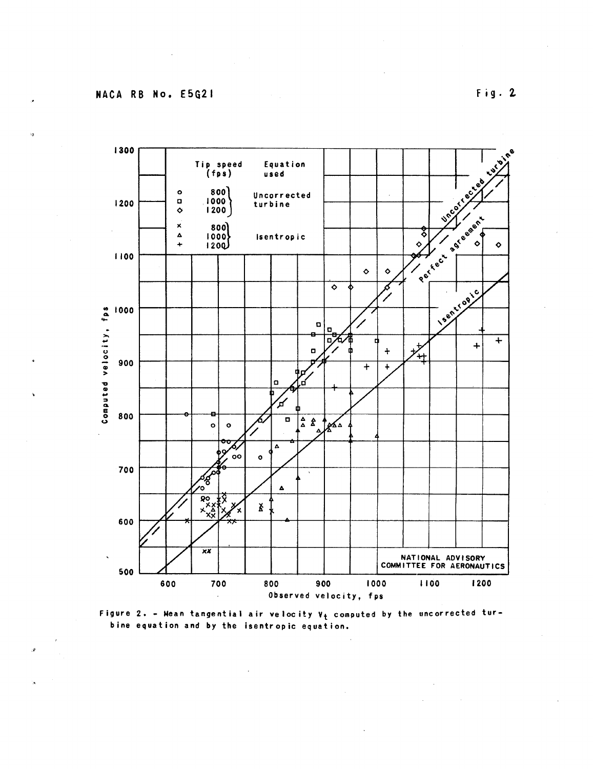Tip speed (fps) | Equation used

800, 1000, 1200 — Uncorrected turbine

800, 1000, 1200 — Isentropic

Uncorrected turbine

Perfect agreement

Isentropic

Computed velocity, fps

1300
1200
1100
1000
900
800
700
600
500

Observed velocity, fps

600 700 800 900 1000 1100 1200

NATIONAL ADVISORY COMMITTEE FOR AERONAUTICS

Figure 2. - Mean tangential air velocity $V_t$ computed by the uncorrected turbine equation and by the isentropic equation.